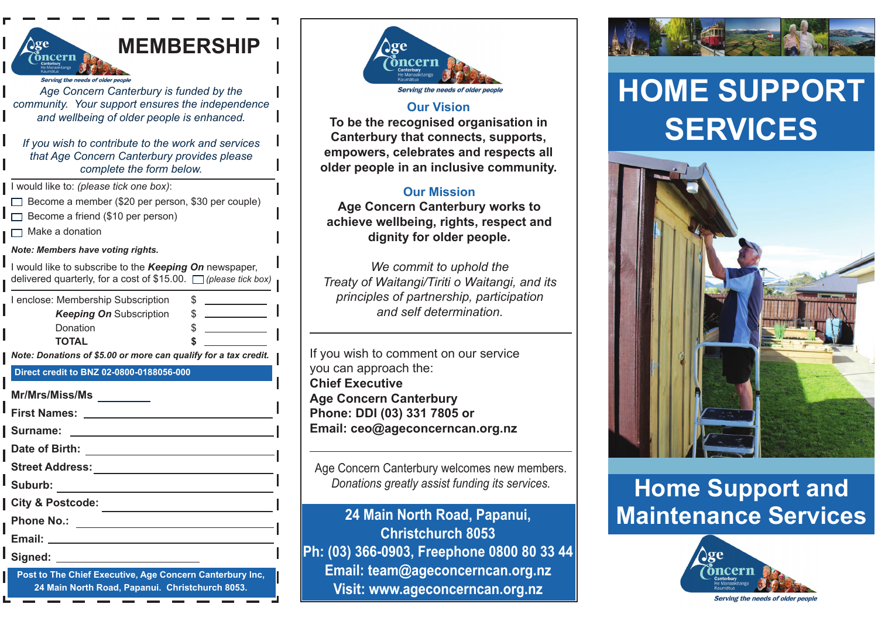# MEMBERSHIP

*Serving the needs of older people*

*Age Concern Canterbury is funded by the community. Your support ensures the independence and wellbeing of older people is enhanced.*

*If you wish to contribute to the work and services that Age Concern Canterbury provides please complete the form below.*

I would like to: *(please tick one box)*:

- ☐ Become a member ($20 per person, $30 per couple)
- ☐ Become a friend ($10 per person)
- ☐ Make a donation

***Note: Members have voting rights.***

I would like to subscribe to the ***Keeping On*** newspaper, delivered quarterly, for a cost of $15.00. ☐ *(please tick box)*

| | | |
|---|---|---|
| I enclose: Membership Subscription | $ | ________ |
| ***Keeping On*** Subscription | $ | ________ |
| Donation | $ | ________ |
| **TOTAL** | **$** | ________ |

***Note: Donations of $5.00 or more can qualify for a tax credit.***

**Direct credit to BNZ 02-0800-0188056-000**

**Mr/Mrs/Miss/Ms** ________

**First Names:** ________

**Surname:** ________

**Date of Birth:** ________

**Street Address:** ________

**Suburb:** ________

**City & Postcode:** ________

**Phone No.:** ________

**Email:** ________

**Signed:** ________

**Post to The Chief Executive, Age Concern Canterbury Inc, 24 Main North Road, Papanui. Christchurch 8053.**

*Serving the needs of older people*

## Our Vision

**To be the recognised organisation in Canterbury that connects, supports, empowers, celebrates and respects all older people in an inclusive community.**

## Our Mission

**Age Concern Canterbury works to achieve wellbeing, rights, respect and dignity for older people.**

*We commit to uphold the Treaty of Waitangi/Tiriti o Waitangi, and its principles of partnership, participation and self determination.*

If you wish to comment on our service you can approach the:
**Chief Executive**
**Age Concern Canterbury**
**Phone: DDI (03) 331 7805 or**
**Email: ceo@ageconcerncan.org.nz**

Age Concern Canterbury welcomes new members.
*Donations greatly assist funding its services.*

**24 Main North Road, Papanui, Christchurch 8053**
**Ph: (03) 366-0903, Freephone 0800 80 33 44**
**Email: team@ageconcerncan.org.nz**
**Visit: www.ageconcerncan.org.nz**

# HOME SUPPORT SERVICES

# Home Support and Maintenance Services

*Serving the needs of older people*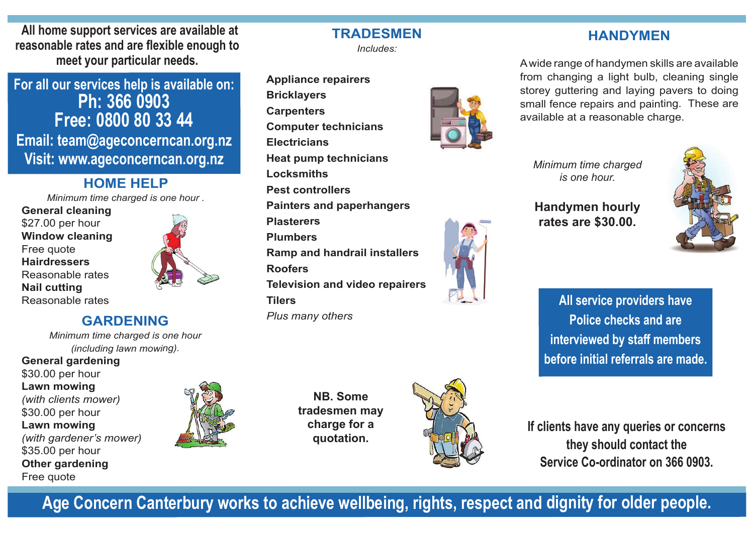**All home support services are available at reasonable rates and are flexible enough to meet your particular needs.**

**For all our services help is available on:**
**Ph: 366 0903**
**Free: 0800 80 33 44**
**Email: team@ageconcerncan.org.nz**
**Visit: www.ageconcerncan.org.nz**

## HOME HELP

*Minimum time charged is one hour .*

**General cleaning**
$27.00 per hour

**Window cleaning**
Free quote

**Hairdressers**
Reasonable rates

**Nail cutting**
Reasonable rates

## GARDENING

*Minimum time charged is one hour (including lawn mowing).*

**General gardening**
$30.00 per hour

**Lawn mowing**
*(with clients mower)*
$30.00 per hour

**Lawn mowing**
*(with gardener's mower)*
$35.00 per hour

**Other gardening**
Free quote

## TRADESMEN

*Includes:*

**Appliance repairers**
**Bricklayers**
**Carpenters**
**Computer technicians**
**Electricians**
**Heat pump technicians**
**Locksmiths**
**Pest controllers**
**Painters and paperhangers**
**Plasterers**
**Plumbers**
**Ramp and handrail installers**
**Roofers**
**Television and video repairers**
**Tilers**
*Plus many others*

**NB. Some tradesmen may charge for a quotation.**

## HANDYMEN

A wide range of handymen skills are available from changing a light bulb, cleaning single storey guttering and laying pavers to doing small fence repairs and painting. These are available at a reasonable charge.

*Minimum time charged is one hour.*

**Handymen hourly rates are $30.00.**

**All service providers have Police checks and are interviewed by staff members before initial referrals are made.**

**If clients have any queries or concerns they should contact the Service Co-ordinator on 366 0903.**

**Age Concern Canterbury works to achieve wellbeing, rights, respect and dignity for older people.**